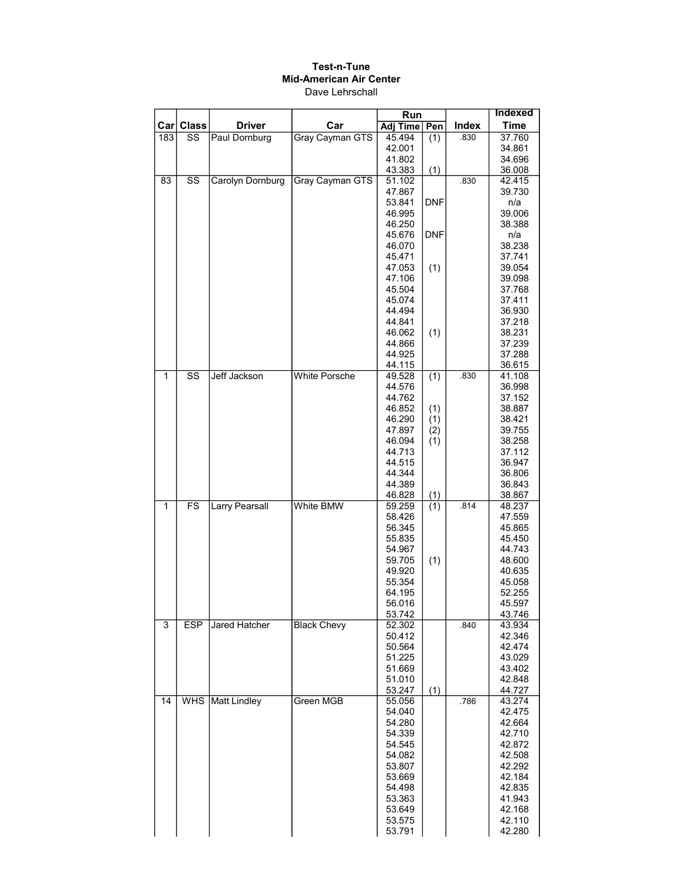**Test-n-Tune**
**Mid-American Air Center**
Dave Lehrschall

| Car | Class | Driver | Car | Run | | Index | Indexed |
|---|---|---|---|---|---|---|---|
| | | | | Adj Time | Pen | | Time |
| 183 | SS | Paul Dornburg | Gray Cayman GTS | 45.494 | (1) | .830 | 37.760 |
| | | | | 42.001 | | | 34.861 |
| | | | | 41.802 | | | 34.696 |
| | | | | 43.383 | (1) | | 36.008 |
| 83 | SS | Carolyn Dornburg | Gray Cayman GTS | 51.102 | | .830 | 42.415 |
| | | | | 47.867 | | | 39.730 |
| | | | | 53.841 | DNF | | n/a |
| | | | | 46.995 | | | 39.006 |
| | | | | 46.250 | | | 38.388 |
| | | | | 45.676 | DNF | | n/a |
| | | | | 46.070 | | | 38.238 |
| | | | | 45.471 | | | 37.741 |
| | | | | 47.053 | (1) | | 39.054 |
| | | | | 47.106 | | | 39.098 |
| | | | | 45.504 | | | 37.768 |
| | | | | 45.074 | | | 37.411 |
| | | | | 44.494 | | | 36.930 |
| | | | | 44.841 | | | 37.218 |
| | | | | 46.062 | (1) | | 38.231 |
| | | | | 44.866 | | | 37.239 |
| | | | | 44.925 | | | 37.288 |
| | | | | 44.115 | | | 36.615 |
| 1 | SS | Jeff Jackson | White Porsche | 49.528 | (1) | .830 | 41.108 |
| | | | | 44.576 | | | 36.998 |
| | | | | 44.762 | | | 37.152 |
| | | | | 46.852 | (1) | | 38.887 |
| | | | | 46.290 | (1) | | 38.421 |
| | | | | 47.897 | (2) | | 39.755 |
| | | | | 46.094 | (1) | | 38.258 |
| | | | | 44.713 | | | 37.112 |
| | | | | 44.515 | | | 36.947 |
| | | | | 44.344 | | | 36.806 |
| | | | | 44.389 | | | 36.843 |
| | | | | 46.828 | (1) | | 38.867 |
| 1 | FS | Larry Pearsall | White BMW | 59.259 | (1) | .814 | 48.237 |
| | | | | 58.426 | | | 47.559 |
| | | | | 56.345 | | | 45.865 |
| | | | | 55.835 | | | 45.450 |
| | | | | 54.967 | | | 44.743 |
| | | | | 59.705 | (1) | | 48.600 |
| | | | | 49.920 | | | 40.635 |
| | | | | 55.354 | | | 45.058 |
| | | | | 64.195 | | | 52.255 |
| | | | | 56.016 | | | 45.597 |
| | | | | 53.742 | | | 43.746 |
| 3 | ESP | Jared Hatcher | Black Chevy | 52.302 | | .840 | 43.934 |
| | | | | 50.412 | | | 42.346 |
| | | | | 50.564 | | | 42.474 |
| | | | | 51.225 | | | 43.029 |
| | | | | 51.669 | | | 43.402 |
| | | | | 51.010 | | | 42.848 |
| | | | | 53.247 | (1) | | 44.727 |
| 14 | WHS | Matt Lindley | Green MGB | 55.056 | | .786 | 43.274 |
| | | | | 54.040 | | | 42.475 |
| | | | | 54.280 | | | 42.664 |
| | | | | 54.339 | | | 42.710 |
| | | | | 54.545 | | | 42.872 |
| | | | | 54.082 | | | 42.508 |
| | | | | 53.807 | | | 42.292 |
| | | | | 53.669 | | | 42.184 |
| | | | | 54.498 | | | 42.835 |
| | | | | 53.363 | | | 41.943 |
| | | | | 53.649 | | | 42.168 |
| | | | | 53.575 | | | 42.110 |
| | | | | 53.791 | | | 42.280 |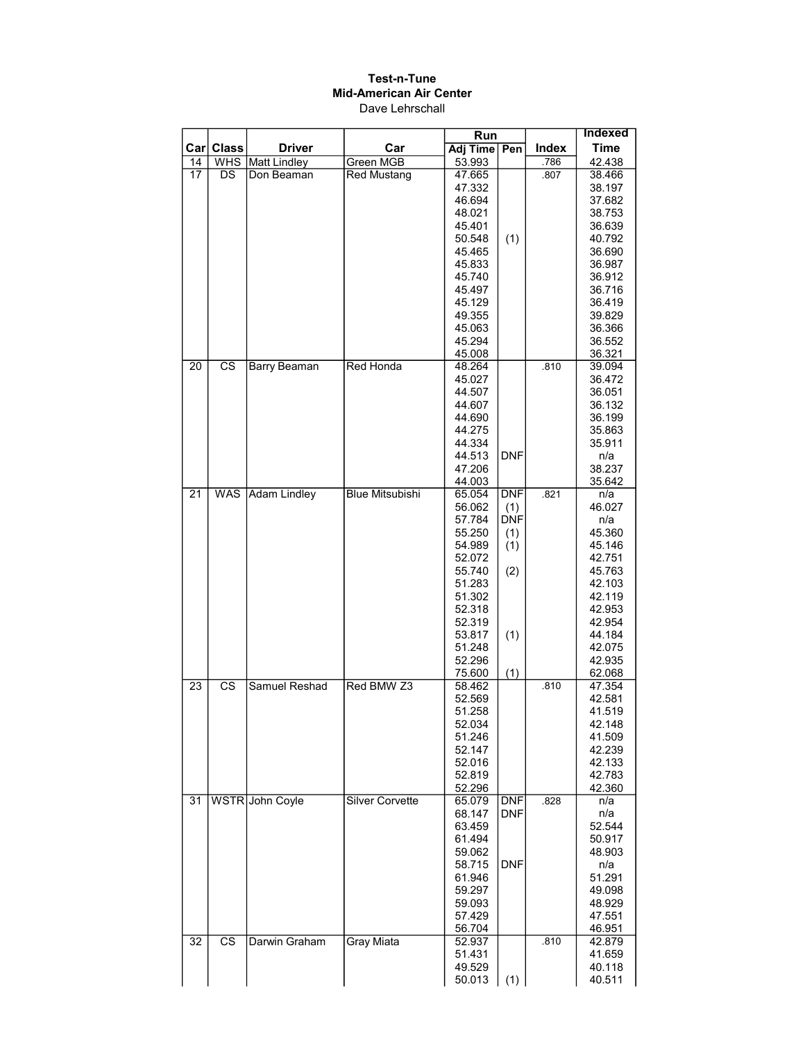**Test-n-Tune**
**Mid-American Air Center**
Dave Lehrschall

| Car | Class | Driver | Car | Run | | Index | Indexed |
|---|---|---|---|---|---|---|---|
| | | | | Adj Time | Pen | | Time |
| 14 | WHS | Matt Lindley | Green MGB | 53.993 | | .786 | 42.438 |
| 17 | DS | Don Beaman | Red Mustang | 47.665 | | .807 | 38.466 |
| | | | | 47.332 | | | 38.197 |
| | | | | 46.694 | | | 37.682 |
| | | | | 48.021 | | | 38.753 |
| | | | | 45.401 | | | 36.639 |
| | | | | 50.548 | (1) | | 40.792 |
| | | | | 45.465 | | | 36.690 |
| | | | | 45.833 | | | 36.987 |
| | | | | 45.740 | | | 36.912 |
| | | | | 45.497 | | | 36.716 |
| | | | | 45.129 | | | 36.419 |
| | | | | 49.355 | | | 39.829 |
| | | | | 45.063 | | | 36.366 |
| | | | | 45.294 | | | 36.552 |
| | | | | 45.008 | | | 36.321 |
| 20 | CS | Barry Beaman | Red Honda | 48.264 | | .810 | 39.094 |
| | | | | 45.027 | | | 36.472 |
| | | | | 44.507 | | | 36.051 |
| | | | | 44.607 | | | 36.132 |
| | | | | 44.690 | | | 36.199 |
| | | | | 44.275 | | | 35.863 |
| | | | | 44.334 | | | 35.911 |
| | | | | 44.513 | DNF | | n/a |
| | | | | 47.206 | | | 38.237 |
| | | | | 44.003 | | | 35.642 |
| 21 | WAS | Adam Lindley | Blue Mitsubishi | 65.054 | DNF | .821 | n/a |
| | | | | 56.062 | (1) | | 46.027 |
| | | | | 57.784 | DNF | | n/a |
| | | | | 55.250 | (1) | | 45.360 |
| | | | | 54.989 | (1) | | 45.146 |
| | | | | 52.072 | | | 42.751 |
| | | | | 55.740 | (2) | | 45.763 |
| | | | | 51.283 | | | 42.103 |
| | | | | 51.302 | | | 42.119 |
| | | | | 52.318 | | | 42.953 |
| | | | | 52.319 | | | 42.954 |
| | | | | 53.817 | (1) | | 44.184 |
| | | | | 51.248 | | | 42.075 |
| | | | | 52.296 | | | 42.935 |
| | | | | 75.600 | (1) | | 62.068 |
| 23 | CS | Samuel Reshad | Red BMW Z3 | 58.462 | | .810 | 47.354 |
| | | | | 52.569 | | | 42.581 |
| | | | | 51.258 | | | 41.519 |
| | | | | 52.034 | | | 42.148 |
| | | | | 51.246 | | | 41.509 |
| | | | | 52.147 | | | 42.239 |
| | | | | 52.016 | | | 42.133 |
| | | | | 52.819 | | | 42.783 |
| | | | | 52.296 | | | 42.360 |
| 31 | WSTR | John Coyle | Silver Corvette | 65.079 | DNF | .828 | n/a |
| | | | | 68.147 | DNF | | n/a |
| | | | | 63.459 | | | 52.544 |
| | | | | 61.494 | | | 50.917 |
| | | | | 59.062 | | | 48.903 |
| | | | | 58.715 | DNF | | n/a |
| | | | | 61.946 | | | 51.291 |
| | | | | 59.297 | | | 49.098 |
| | | | | 59.093 | | | 48.929 |
| | | | | 57.429 | | | 47.551 |
| | | | | 56.704 | | | 46.951 |
| 32 | CS | Darwin Graham | Gray Miata | 52.937 | | .810 | 42.879 |
| | | | | 51.431 | | | 41.659 |
| | | | | 49.529 | | | 40.118 |
| | | | | 50.013 | (1) | | 40.511 |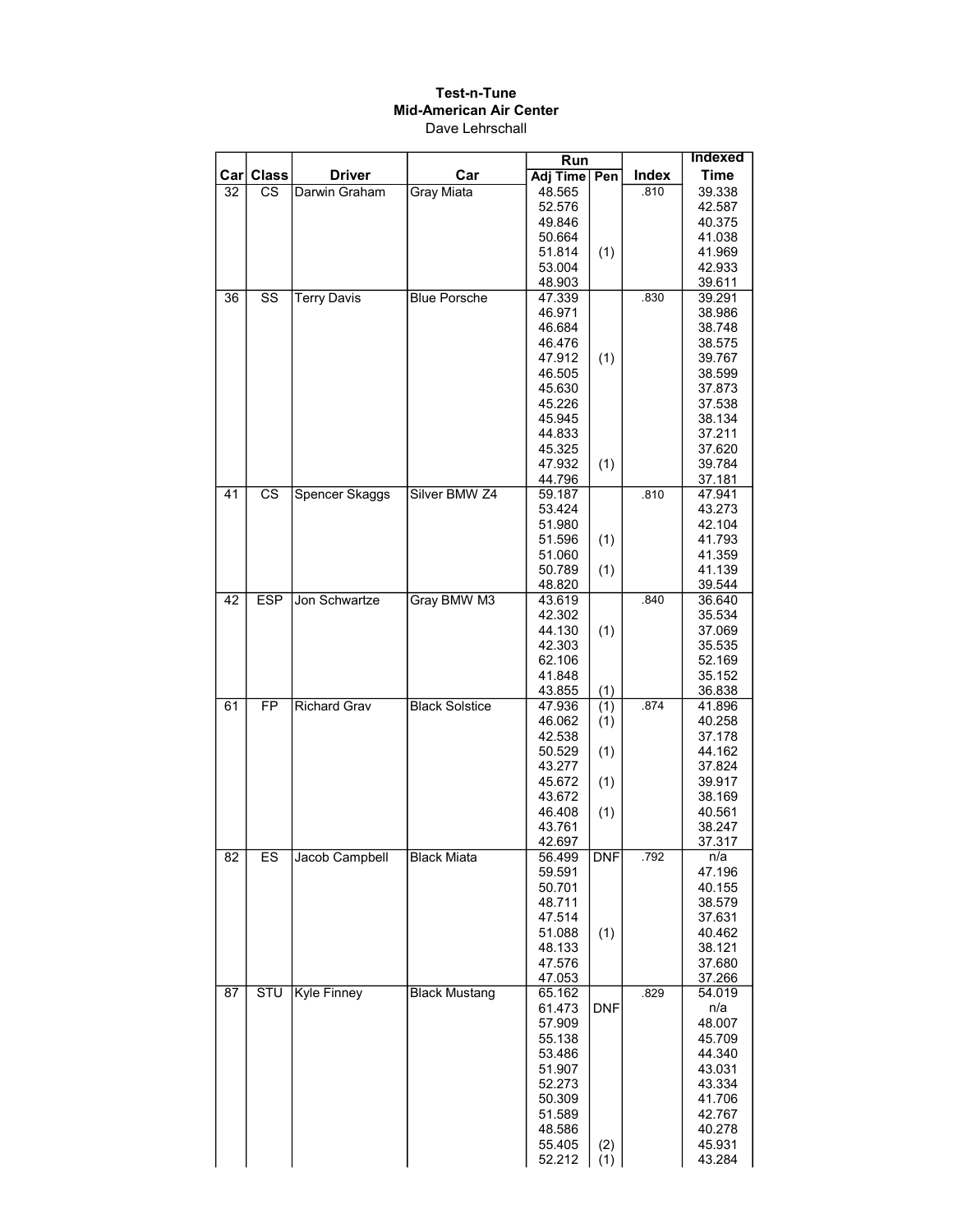**Test-n-Tune**
**Mid-American Air Center**
Dave Lehrschall

| Car | Class | Driver | Car | Run Adj Time | Pen | Index | Indexed Time |
|---|---|---|---|---|---|---|---|
| 32 | CS | Darwin Graham | Gray Miata | 48.565 | | .810 | 39.338 |
| | | | | 52.576 | | | 42.587 |
| | | | | 49.846 | | | 40.375 |
| | | | | 50.664 | | | 41.038 |
| | | | | 51.814 | (1) | | 41.969 |
| | | | | 53.004 | | | 42.933 |
| | | | | 48.903 | | | 39.611 |
| 36 | SS | Terry Davis | Blue Porsche | 47.339 | | .830 | 39.291 |
| | | | | 46.971 | | | 38.986 |
| | | | | 46.684 | | | 38.748 |
| | | | | 46.476 | | | 38.575 |
| | | | | 47.912 | (1) | | 39.767 |
| | | | | 46.505 | | | 38.599 |
| | | | | 45.630 | | | 37.873 |
| | | | | 45.226 | | | 37.538 |
| | | | | 45.945 | | | 38.134 |
| | | | | 44.833 | | | 37.211 |
| | | | | 45.325 | | | 37.620 |
| | | | | 47.932 | (1) | | 39.784 |
| | | | | 44.796 | | | 37.181 |
| 41 | CS | Spencer Skaggs | Silver BMW Z4 | 59.187 | | .810 | 47.941 |
| | | | | 53.424 | | | 43.273 |
| | | | | 51.980 | | | 42.104 |
| | | | | 51.596 | (1) | | 41.793 |
| | | | | 51.060 | | | 41.359 |
| | | | | 50.789 | (1) | | 41.139 |
| | | | | 48.820 | | | 39.544 |
| 42 | ESP | Jon Schwartze | Gray BMW M3 | 43.619 | | .840 | 36.640 |
| | | | | 42.302 | | | 35.534 |
| | | | | 44.130 | (1) | | 37.069 |
| | | | | 42.303 | | | 35.535 |
| | | | | 62.106 | | | 52.169 |
| | | | | 41.848 | | | 35.152 |
| | | | | 43.855 | (1) | | 36.838 |
| 61 | FP | Richard Grav | Black Solstice | 47.936 | (1) | .874 | 41.896 |
| | | | | 46.062 | (1) | | 40.258 |
| | | | | 42.538 | | | 37.178 |
| | | | | 50.529 | (1) | | 44.162 |
| | | | | 43.277 | | | 37.824 |
| | | | | 45.672 | (1) | | 39.917 |
| | | | | 43.672 | | | 38.169 |
| | | | | 46.408 | (1) | | 40.561 |
| | | | | 43.761 | | | 38.247 |
| | | | | 42.697 | | | 37.317 |
| 82 | ES | Jacob Campbell | Black Miata | 56.499 | DNF | .792 | n/a |
| | | | | 59.591 | | | 47.196 |
| | | | | 50.701 | | | 40.155 |
| | | | | 48.711 | | | 38.579 |
| | | | | 47.514 | | | 37.631 |
| | | | | 51.088 | (1) | | 40.462 |
| | | | | 48.133 | | | 38.121 |
| | | | | 47.576 | | | 37.680 |
| | | | | 47.053 | | | 37.266 |
| 87 | STU | Kyle Finney | Black Mustang | 65.162 | | .829 | 54.019 |
| | | | | 61.473 | DNF | | n/a |
| | | | | 57.909 | | | 48.007 |
| | | | | 55.138 | | | 45.709 |
| | | | | 53.486 | | | 44.340 |
| | | | | 51.907 | | | 43.031 |
| | | | | 52.273 | | | 43.334 |
| | | | | 50.309 | | | 41.706 |
| | | | | 51.589 | | | 42.767 |
| | | | | 48.586 | | | 40.278 |
| | | | | 55.405 | (2) | | 45.931 |
| | | | | 52.212 | (1) | | 43.284 |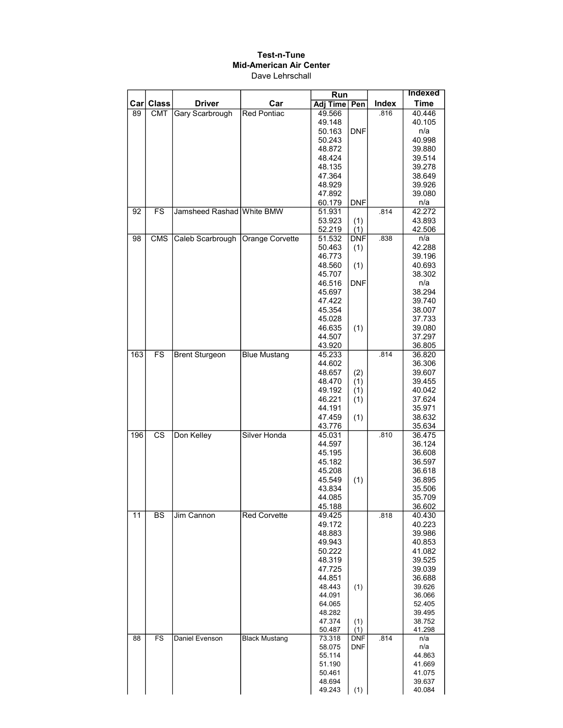**Test-n-Tune**

**Mid-American Air Center**

Dave Lehrschall

| Car | Class | Driver | Car | Run Adj Time | Pen | Index | Indexed Time |
|---|---|---|---|---|---|---|---|
| 89 | CMT | Gary Scarbrough | Red Pontiac | 49.566 | | .816 | 40.446 |
| | | | | 49.148 | | | 40.105 |
| | | | | 50.163 | DNF | | n/a |
| | | | | 50.243 | | | 40.998 |
| | | | | 48.872 | | | 39.880 |
| | | | | 48.424 | | | 39.514 |
| | | | | 48.135 | | | 39.278 |
| | | | | 47.364 | | | 38.649 |
| | | | | 48.929 | | | 39.926 |
| | | | | 47.892 | | | 39.080 |
| | | | | 60.179 | DNF | | n/a |
| 92 | FS | Jamsheed Rashad | White BMW | 51.931 | | .814 | 42.272 |
| | | | | 53.923 | (1) | | 43.893 |
| | | | | 52.219 | (1) | | 42.506 |
| 98 | CMS | Caleb Scarbrough | Orange Corvette | 51.532 | DNF | .838 | n/a |
| | | | | 50.463 | (1) | | 42.288 |
| | | | | 46.773 | | | 39.196 |
| | | | | 48.560 | (1) | | 40.693 |
| | | | | 45.707 | | | 38.302 |
| | | | | 46.516 | DNF | | n/a |
| | | | | 45.697 | | | 38.294 |
| | | | | 47.422 | | | 39.740 |
| | | | | 45.354 | | | 38.007 |
| | | | | 45.028 | | | 37.733 |
| | | | | 46.635 | (1) | | 39.080 |
| | | | | 44.507 | | | 37.297 |
| | | | | 43.920 | | | 36.805 |
| 163 | FS | Brent Sturgeon | Blue Mustang | 45.233 | | .814 | 36.820 |
| | | | | 44.602 | | | 36.306 |
| | | | | 48.657 | (2) | | 39.607 |
| | | | | 48.470 | (1) | | 39.455 |
| | | | | 49.192 | (1) | | 40.042 |
| | | | | 46.221 | (1) | | 37.624 |
| | | | | 44.191 | | | 35.971 |
| | | | | 47.459 | (1) | | 38.632 |
| | | | | 43.776 | | | 35.634 |
| 196 | CS | Don Kelley | Silver Honda | 45.031 | | .810 | 36.475 |
| | | | | 44.597 | | | 36.124 |
| | | | | 45.195 | | | 36.608 |
| | | | | 45.182 | | | 36.597 |
| | | | | 45.208 | | | 36.618 |
| | | | | 45.549 | (1) | | 36.895 |
| | | | | 43.834 | | | 35.506 |
| | | | | 44.085 | | | 35.709 |
| | | | | 45.188 | | | 36.602 |
| 11 | BS | Jim Cannon | Red Corvette | 49.425 | | .818 | 40.430 |
| | | | | 49.172 | | | 40.223 |
| | | | | 48.883 | | | 39.986 |
| | | | | 49.943 | | | 40.853 |
| | | | | 50.222 | | | 41.082 |
| | | | | 48.319 | | | 39.525 |
| | | | | 47.725 | | | 39.039 |
| | | | | 44.851 | | | 36.688 |
| | | | | 48.443 | (1) | | 39.626 |
| | | | | 44.091 | | | 36.066 |
| | | | | 64.065 | | | 52.405 |
| | | | | 48.282 | | | 39.495 |
| | | | | 47.374 | (1) | | 38.752 |
| | | | | 50.487 | (1) | | 41.298 |
| 88 | FS | Daniel Evenson | Black Mustang | 73.318 | DNF | .814 | n/a |
| | | | | 58.075 | DNF | | n/a |
| | | | | 55.114 | | | 44.863 |
| | | | | 51.190 | | | 41.669 |
| | | | | 50.461 | | | 41.075 |
| | | | | 48.694 | | | 39.637 |
| | | | | 49.243 | (1) | | 40.084 |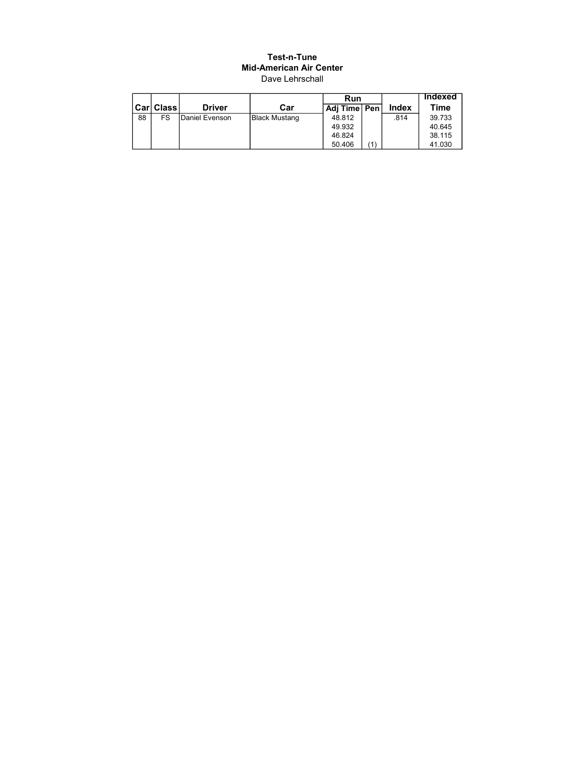**Test-n-Tune**
**Mid-American Air Center**
Dave Lehrschall

| Car | Class | Driver | Car | Run | | Index | Indexed |
|---|---|---|---|---|---|---|---|
| | | | | Adj Time | Pen | | Time |
| 88 | FS | Daniel Evenson | Black Mustang | 48.812 | | .814 | 39.733 |
| | | | | 49.932 | | | 40.645 |
| | | | | 46.824 | | | 38.115 |
| | | | | 50.406 | (1) | | 41.030 |